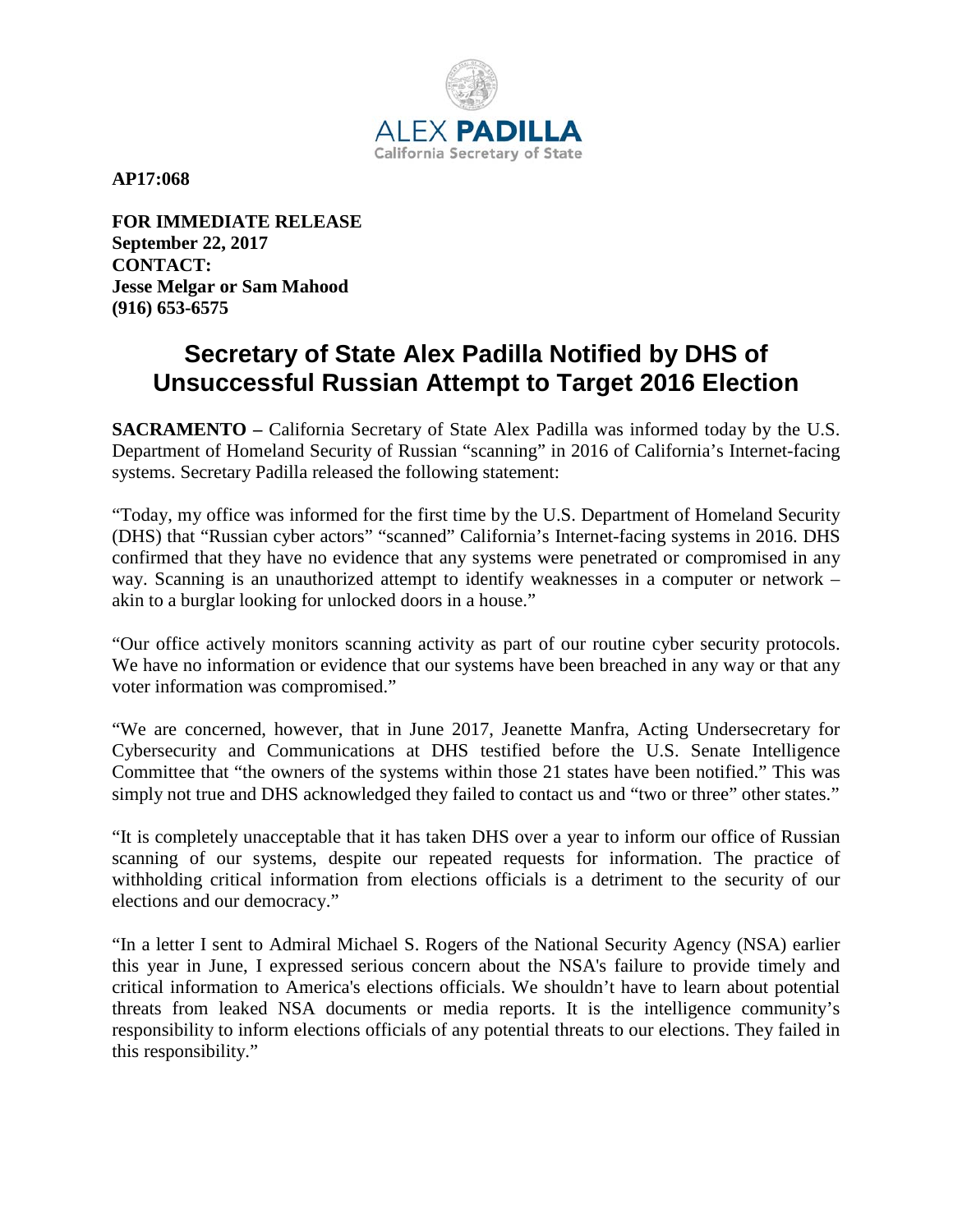ALEX **PADILLA**
California Secretary of State

**AP17:068**

**FOR IMMEDIATE RELEASE**
**September 22, 2017**
**CONTACT:**
**Jesse Melgar or Sam Mahood**
**(916) 653-6575**

# Secretary of State Alex Padilla Notified by DHS of Unsuccessful Russian Attempt to Target 2016 Election

**SACRAMENTO –** California Secretary of State Alex Padilla was informed today by the U.S. Department of Homeland Security of Russian "scanning" in 2016 of California's Internet-facing systems. Secretary Padilla released the following statement:

"Today, my office was informed for the first time by the U.S. Department of Homeland Security (DHS) that "Russian cyber actors" "scanned" California's Internet-facing systems in 2016. DHS confirmed that they have no evidence that any systems were penetrated or compromised in any way. Scanning is an unauthorized attempt to identify weaknesses in a computer or network – akin to a burglar looking for unlocked doors in a house."

"Our office actively monitors scanning activity as part of our routine cyber security protocols. We have no information or evidence that our systems have been breached in any way or that any voter information was compromised."

"We are concerned, however, that in June 2017, Jeanette Manfra, Acting Undersecretary for Cybersecurity and Communications at DHS testified before the U.S. Senate Intelligence Committee that "the owners of the systems within those 21 states have been notified." This was simply not true and DHS acknowledged they failed to contact us and "two or three" other states."

"It is completely unacceptable that it has taken DHS over a year to inform our office of Russian scanning of our systems, despite our repeated requests for information. The practice of withholding critical information from elections officials is a detriment to the security of our elections and our democracy."

"In a letter I sent to Admiral Michael S. Rogers of the National Security Agency (NSA) earlier this year in June, I expressed serious concern about the NSA's failure to provide timely and critical information to America's elections officials. We shouldn't have to learn about potential threats from leaked NSA documents or media reports. It is the intelligence community's responsibility to inform elections officials of any potential threats to our elections. They failed in this responsibility."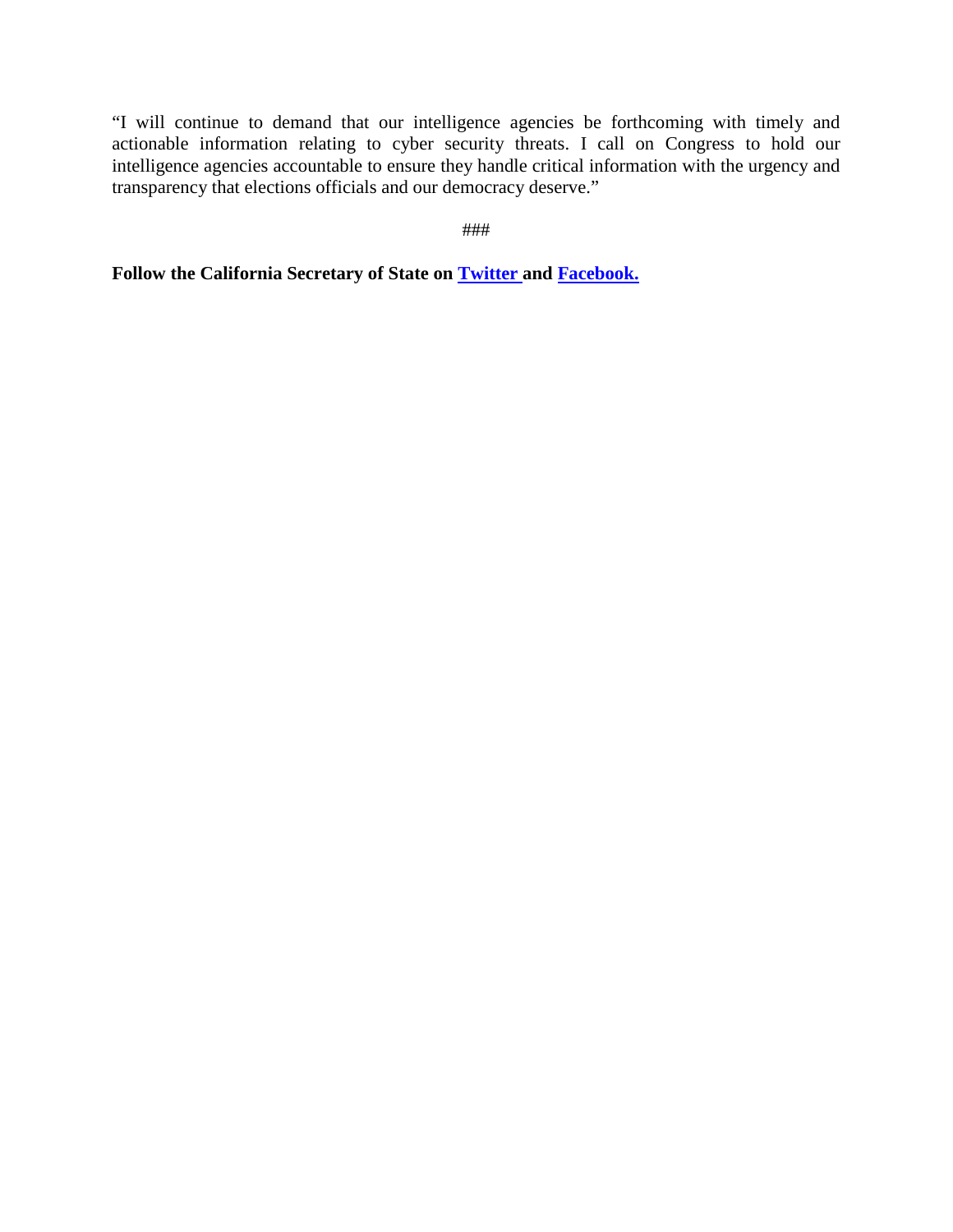"I will continue to demand that our intelligence agencies be forthcoming with timely and actionable information relating to cyber security threats. I call on Congress to hold our intelligence agencies accountable to ensure they handle critical information with the urgency and transparency that elections officials and our democracy deserve."

###

**Follow the California Secretary of State on Twitter and Facebook.**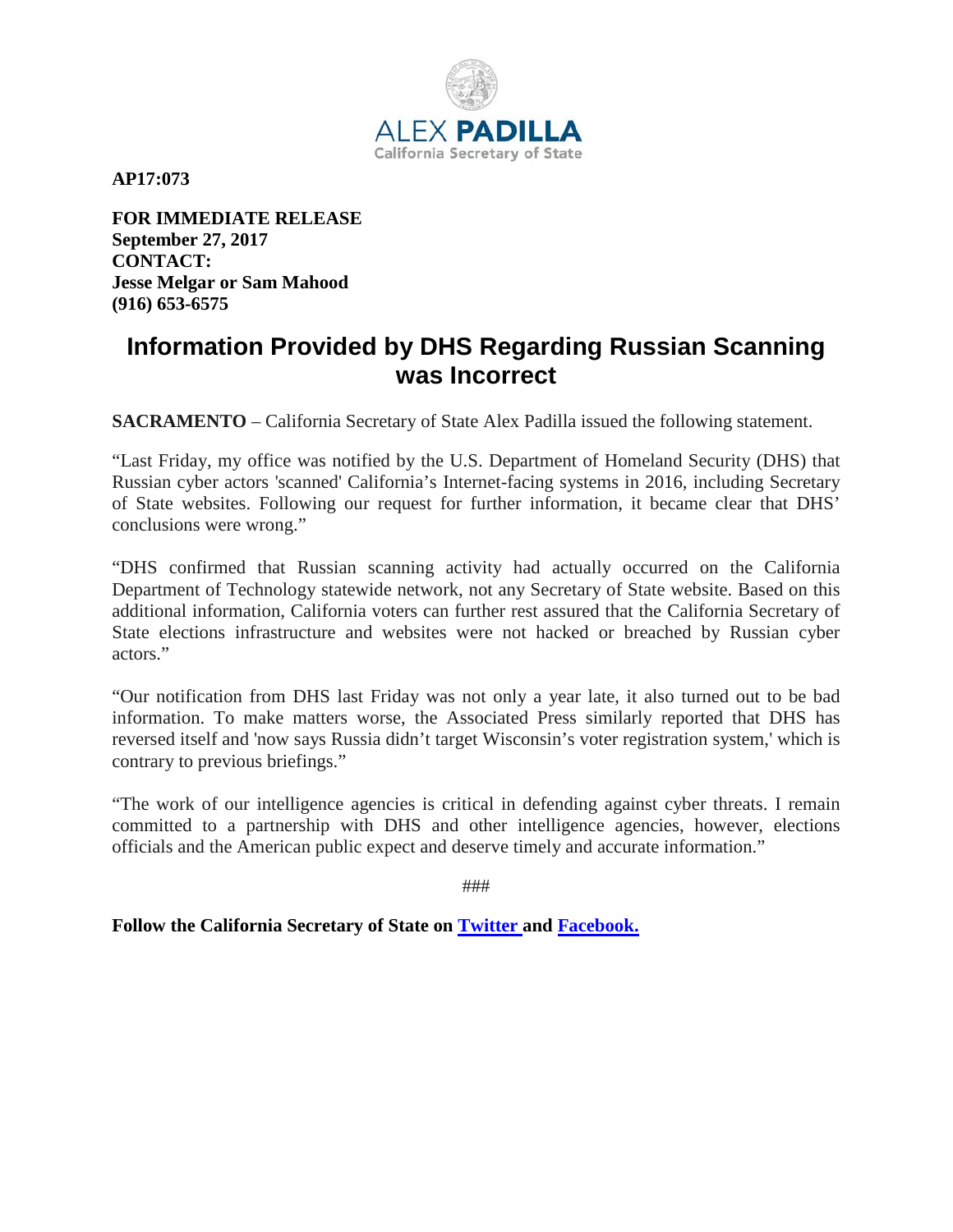ALEX **PADILLA**
California Secretary of State

**AP17:073**

**FOR IMMEDIATE RELEASE**
**September 27, 2017**
**CONTACT:**
**Jesse Melgar or Sam Mahood**
**(916) 653-6575**

# Information Provided by DHS Regarding Russian Scanning was Incorrect

**SACRAMENTO** – California Secretary of State Alex Padilla issued the following statement.

"Last Friday, my office was notified by the U.S. Department of Homeland Security (DHS) that Russian cyber actors 'scanned' California's Internet-facing systems in 2016, including Secretary of State websites. Following our request for further information, it became clear that DHS' conclusions were wrong."

"DHS confirmed that Russian scanning activity had actually occurred on the California Department of Technology statewide network, not any Secretary of State website. Based on this additional information, California voters can further rest assured that the California Secretary of State elections infrastructure and websites were not hacked or breached by Russian cyber actors."

"Our notification from DHS last Friday was not only a year late, it also turned out to be bad information. To make matters worse, the Associated Press similarly reported that DHS has reversed itself and 'now says Russia didn't target Wisconsin's voter registration system,' which is contrary to previous briefings."

"The work of our intelligence agencies is critical in defending against cyber threats. I remain committed to a partnership with DHS and other intelligence agencies, however, elections officials and the American public expect and deserve timely and accurate information."

###

**Follow the California Secretary of State on Twitter and Facebook.**